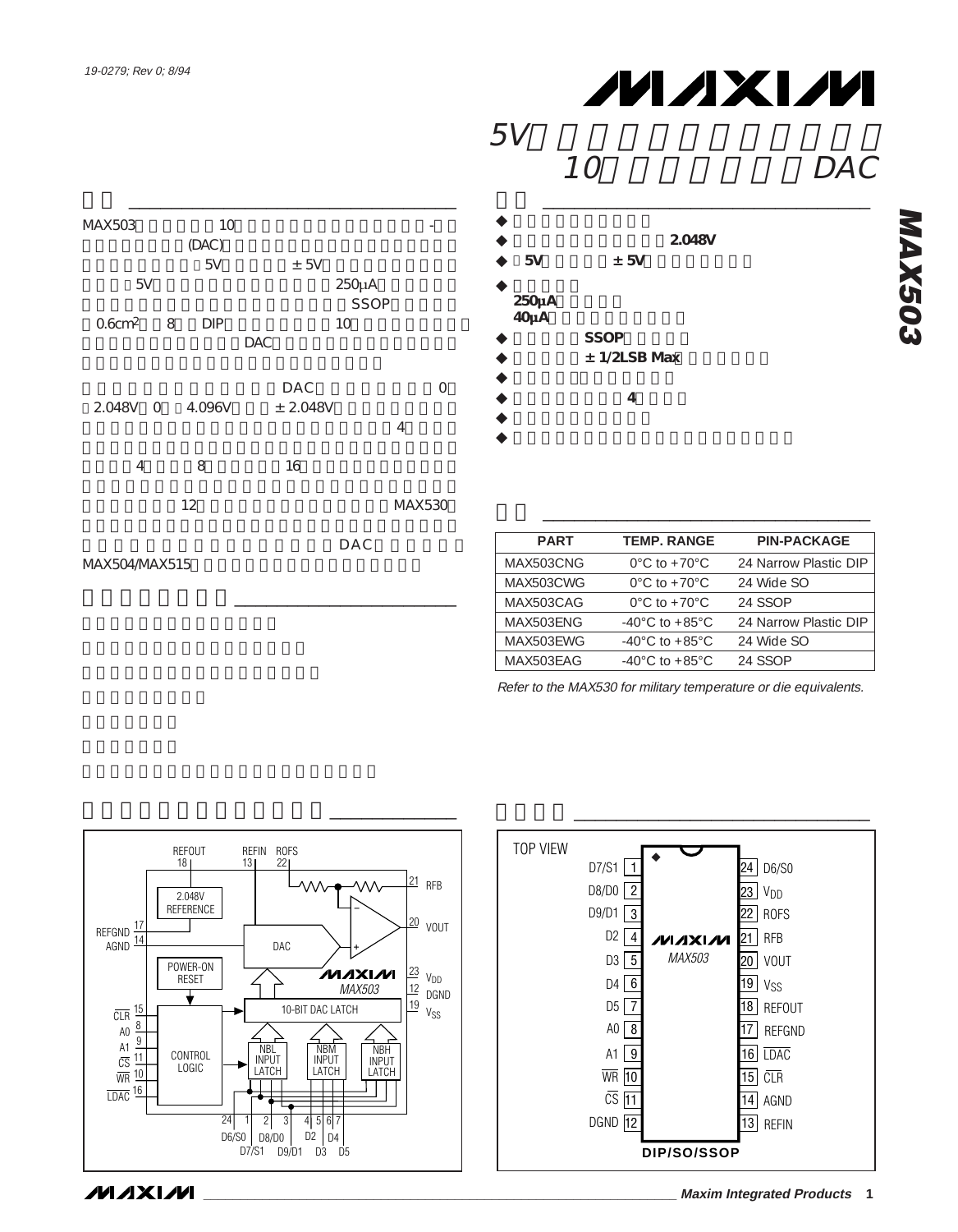19-0279; Rev 0; 8/94

# 5V 10 DAC

**MAX503**

## 

MAX503 10 - (DAC) 5V ±5V 5V 250μA SSOP 0.6cm² 8 DIP 10 DAC

DAC 0 2.048V 0 4.096V ±2.048V 4

4 8 16

12 MAX530

DAC MAX504/MAX515

## 

- 
- 2.048V
- 5V ±5V
- 250μA
  40μA
- SSOP
- ±1/2LSB Max
- 
- 4
- 
- 

## 

| PART | TEMP. RANGE | PIN-PACKAGE |
|---|---|---|
| MAX503CNG | 0°C to +70°C | 24 Narrow Plastic DIP |
| MAX503CWG | 0°C to +70°C | 24 Wide SO |
| MAX503CAG | 0°C to +70°C | 24 SSOP |
| MAX503ENG | -40°C to +85°C | 24 Narrow Plastic DIP |
| MAX503EWG | -40°C to +85°C | 24 Wide SO |
| MAX503EAG | -40°C to +85°C | 24 SSOP |

*Refer to the MAX530 for military temperature or die equivalents.*

## 

## 

## 

TOP VIEW

| Pin | Name | Pin | Name |
|---|---|---|---|
| 1 | D7/S1 | 24 | D6/S0 |
| 2 | D8/D0 | 23 | $V_{DD}$ |
| 3 | D9/D1 | 22 | ROFS |
| 4 | D2 | 21 | RFB |
| 5 | D3 | 20 | VOUT |
| 6 | D4 | 19 | $V_{SS}$ |
| 7 | D5 | 18 | REFOUT |
| 8 | A0 | 17 | REFGND |
| 9 | A1 | 16 | LDAC |
| 10 | WR | 15 | CLR |
| 11 | CS | 14 | AGND |
| 12 | DGND | 13 | REFIN |

DIP/SO/SSOP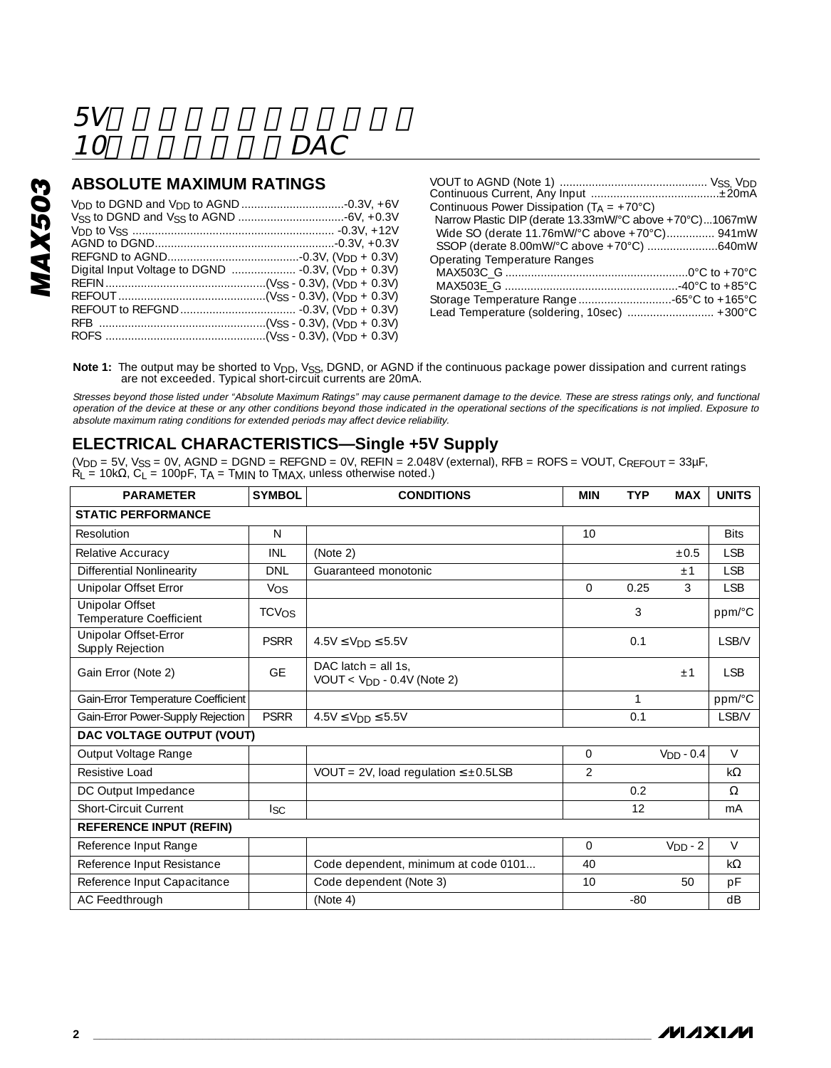## ABSOLUTE MAXIMUM RATINGS

$V_{DD}$ to DGND and $V_{DD}$ to AGND ................................-0.3V, +6V
$V_{SS}$ to DGND and $V_{SS}$ to AGND ................................-6V, +0.3V
$V_{DD}$ to $V_{SS}$ .............................................................. -0.3V, +12V
AGND to DGND........................................................-0.3V, +0.3V
REFGND to AGND.........................................-0.3V, ($V_{DD}$ + 0.3V)
Digital Input Voltage to DGND .................... -0.3V, ($V_{DD}$ + 0.3V)
REFIN..................................................($V_{SS}$ - 0.3V), ($V_{DD}$ + 0.3V)
REFOUT.............................................($V_{SS}$ - 0.3V), ($V_{DD}$ + 0.3V)
REFOUT to REFGND.................................... -0.3V, ($V_{DD}$ + 0.3V)
RFB ....................................................($V_{SS}$ - 0.3V), ($V_{DD}$ + 0.3V)
ROFS .................................................($V_{SS}$ - 0.3V), ($V_{DD}$ + 0.3V)
VOUT to AGND (Note 1) ............................................. $V_{SS}$, $V_{DD}$
Continuous Current, Any Input ........................................±20mA
Continuous Power Dissipation ($T_A$ = +70°C)
Narrow Plastic DIP (derate 13.33mW/°C above +70°C)...1067mW
Wide SO (derate 11.76mW/°C above +70°C)............... 941mW
SSOP (derate 8.00mW/°C above +70°C) ......................640mW
Operating Temperature Ranges
MAX503C_G .........................................................0°C to +70°C
MAX503E_G ......................................................-40°C to +85°C
Storage Temperature Range.............................-65°C to +165°C
Lead Temperature (soldering, 10sec) ........................... +300°C

**Note 1:** The output may be shorted to $V_{DD}$, $V_{SS}$, DGND, or AGND if the continuous package power dissipation and current ratings are not exceeded. Typical short-circuit currents are 20mA.

*Stresses beyond those listed under “Absolute Maximum Ratings” may cause permanent damage to the device. These are stress ratings only, and functional operation of the device at these or any other conditions beyond those indicated in the operational sections of the specifications is not implied. Exposure to absolute maximum rating conditions for extended periods may affect device reliability.*

## ELECTRICAL CHARACTERISTICS—Single +5V Supply

($V_{DD}$ = 5V, $V_{SS}$ = 0V, AGND = DGND = REFGND = 0V, REFIN = 2.048V (external), RFB = ROFS = VOUT, $C_{REFOUT}$ = 33µF, $R_L$ = 10kΩ, $C_L$ = 100pF, $T_A$ = $T_{MIN}$ to $T_{MAX}$, unless otherwise noted.)

| PARAMETER | SYMBOL | CONDITIONS | MIN | TYP | MAX | UNITS |
|---|---|---|---|---|---|---|
| **STATIC PERFORMANCE** | | | | | | |
| Resolution | N | | 10 | | | Bits |
| Relative Accuracy | INL | (Note 2) | | | ±0.5 | LSB |
| Differential Nonlinearity | DNL | Guaranteed monotonic | | | ±1 | LSB |
| Unipolar Offset Error | $V_{OS}$ | | 0 | 0.25 | 3 | LSB |
| Unipolar Offset Temperature Coefficient | $TCV_{OS}$ | | | 3 | | ppm/°C |
| Unipolar Offset-Error Supply Rejection | PSRR | 4.5V ≤ $V_{DD}$ ≤ 5.5V | | 0.1 | | LSB/V |
| Gain Error (Note 2) | GE | DAC latch = all 1s, VOUT < $V_{DD}$ - 0.4V (Note 2) | | | ±1 | LSB |
| Gain-Error Temperature Coefficient | | | | 1 | | ppm/°C |
| Gain-Error Power-Supply Rejection | PSRR | 4.5V ≤ $V_{DD}$ ≤ 5.5V | | 0.1 | | LSB/V |
| **DAC VOLTAGE OUTPUT (VOUT)** | | | | | | |
| Output Voltage Range | | | 0 | | $V_{DD}$ - 0.4 | V |
| Resistive Load | | VOUT = 2V, load regulation ≤ ±0.5LSB | 2 | | | kΩ |
| DC Output Impedance | | | | 0.2 | | Ω |
| Short-Circuit Current | $I_{SC}$ | | | 12 | | mA |
| **REFERENCE INPUT (REFIN)** | | | | | | |
| Reference Input Range | | | 0 | | $V_{DD}$ - 2 | V |
| Reference Input Resistance | | Code dependent, minimum at code 0101... | 40 | | | kΩ |
| Reference Input Capacitance | | Code dependent (Note 3) | 10 | | 50 | pF |
| AC Feedthrough | | (Note 4) | | -80 | | dB |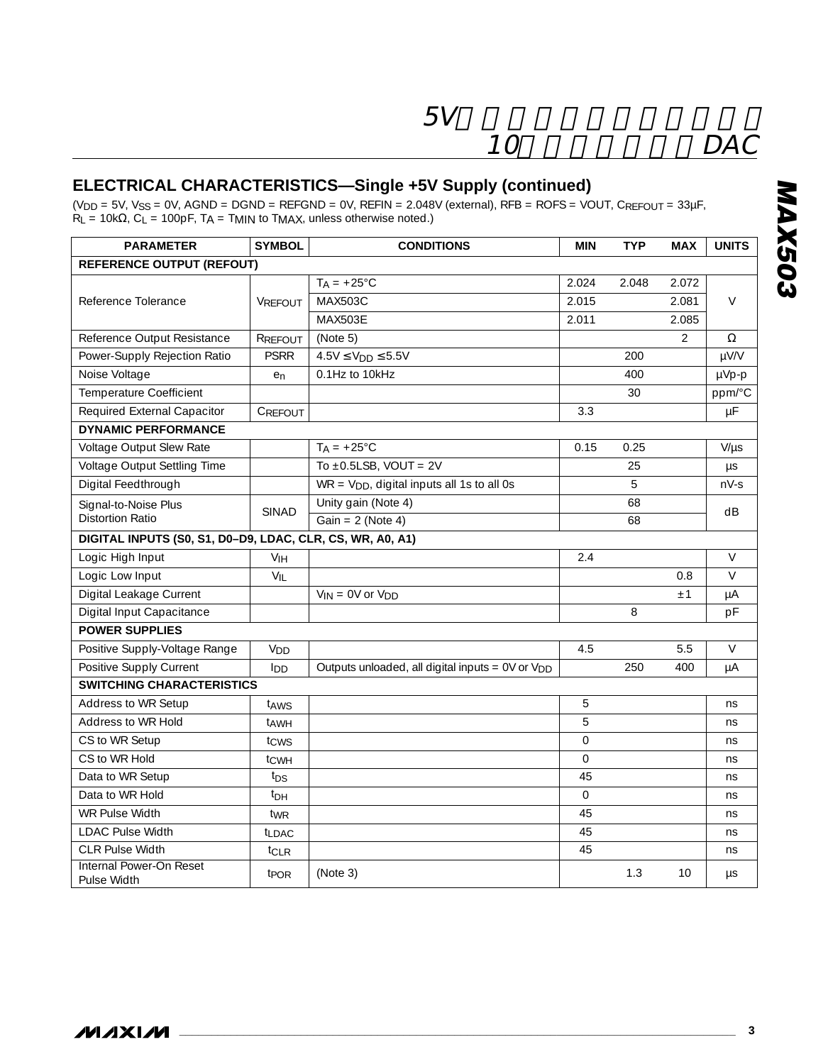## ELECTRICAL CHARACTERISTICS—Single +5V Supply (continued)

($V_{DD}$ = 5V, $V_{SS}$ = 0V, AGND = DGND = REFGND = 0V, REFIN = 2.048V (external), RFB = ROFS = VOUT, $C_{REFOUT}$ = 33µF, $R_L$ = 10kΩ, $C_L$ = 100pF, $T_A$ = $T_{MIN}$ to $T_{MAX}$, unless otherwise noted.)

| PARAMETER | SYMBOL | CONDITIONS | MIN | TYP | MAX | UNITS |
|---|---|---|---|---|---|---|
| **REFERENCE OUTPUT (REFOUT)** | | | | | | |
| Reference Tolerance | $V_{REFOUT}$ | $T_A$ = +25°C | 2.024 | 2.048 | 2.072 | V |
| | | MAX503C | 2.015 | | 2.081 | |
| | | MAX503E | 2.011 | | 2.085 | |
| Reference Output Resistance | $R_{REFOUT}$ | (Note 5) | | | 2 | Ω |
| Power-Supply Rejection Ratio | PSRR | 4.5V ≤ $V_{DD}$ ≤ 5.5V | | 200 | | µV/V |
| Noise Voltage | $e_n$ | 0.1Hz to 10kHz | | 400 | | µVp-p |
| Temperature Coefficient | | | | 30 | | ppm/°C |
| Required External Capacitor | $C_{REFOUT}$ | | 3.3 | | | µF |
| **DYNAMIC PERFORMANCE** | | | | | | |
| Voltage Output Slew Rate | | $T_A$ = +25°C | 0.15 | 0.25 | | V/µs |
| Voltage Output Settling Time | | To ±0.5LSB, VOUT = 2V | | 25 | | µs |
| Digital Feedthrough | | WR = $V_{DD}$, digital inputs all 1s to all 0s | | 5 | | nV-s |
| Signal-to-Noise Plus Distortion Ratio | SINAD | Unity gain (Note 4) | | 68 | | dB |
| | | Gain = 2 (Note 4) | | 68 | | |
| **DIGITAL INPUTS (S0, S1, D0–D9, LDAC, CLR, CS, WR, A0, A1)** | | | | | | |
| Logic High Input | $V_{IH}$ | | 2.4 | | | V |
| Logic Low Input | $V_{IL}$ | | | | 0.8 | V |
| Digital Leakage Current | | $V_{IN}$ = 0V or $V_{DD}$ | | | ±1 | µA |
| Digital Input Capacitance | | | | 8 | | pF |
| **POWER SUPPLIES** | | | | | | |
| Positive Supply-Voltage Range | $V_{DD}$ | | 4.5 | | 5.5 | V |
| Positive Supply Current | $I_{DD}$ | Outputs unloaded, all digital inputs = 0V or $V_{DD}$ | | 250 | 400 | µA |
| **SWITCHING CHARACTERISTICS** | | | | | | |
| Address to WR Setup | $t_{AWS}$ | | 5 | | | ns |
| Address to WR Hold | $t_{AWH}$ | | 5 | | | ns |
| CS to WR Setup | $t_{CWS}$ | | 0 | | | ns |
| CS to WR Hold | $t_{CWH}$ | | 0 | | | ns |
| Data to WR Setup | $t_{DS}$ | | 45 | | | ns |
| Data to WR Hold | $t_{DH}$ | | 0 | | | ns |
| WR Pulse Width | $t_{WR}$ | | 45 | | | ns |
| LDAC Pulse Width | $t_{LDAC}$ | | 45 | | | ns |
| CLR Pulse Width | $t_{CLR}$ | | 45 | | | ns |
| Internal Power-On Reset Pulse Width | $t_{POR}$ | (Note 3) | | 1.3 | 10 | µs |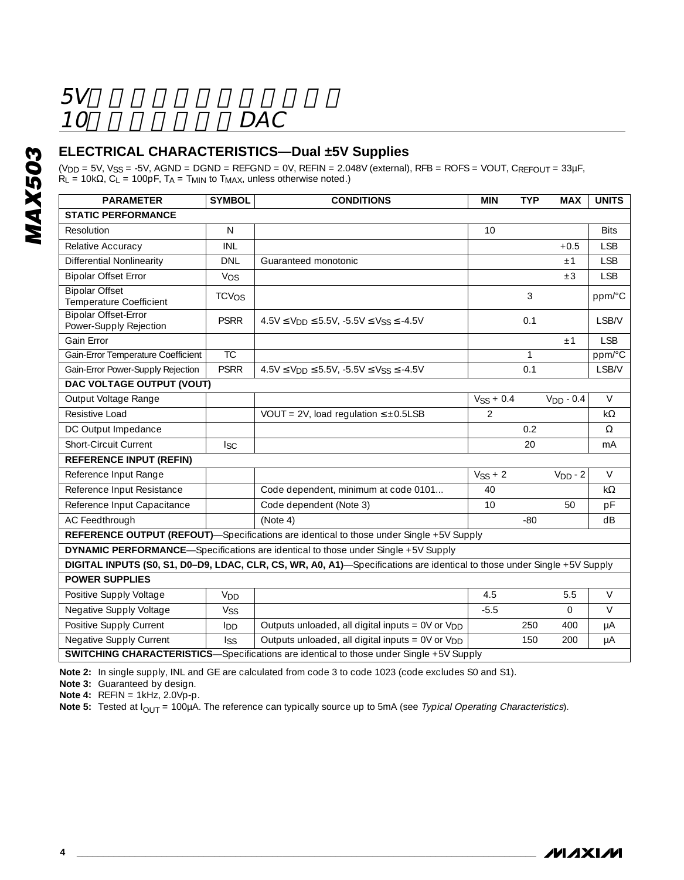## ELECTRICAL CHARACTERISTICS—Dual ±5V Supplies

($V_{DD}$ = 5V, $V_{SS}$ = -5V, AGND = DGND = REFGND = 0V, REFIN = 2.048V (external), RFB = ROFS = VOUT, $C_{REFOUT}$ = 33µF, $R_L$ = 10kΩ, $C_L$ = 100pF, $T_A$ = $T_{MIN}$ to $T_{MAX}$, unless otherwise noted.)

| PARAMETER | SYMBOL | CONDITIONS | MIN | TYP | MAX | UNITS |
|---|---|---|---|---|---|---|
| **STATIC PERFORMANCE** | | | | | | |
| Resolution | N | | 10 | | | Bits |
| Relative Accuracy | INL | | | | +0.5 | LSB |
| Differential Nonlinearity | DNL | Guaranteed monotonic | | | ±1 | LSB |
| Bipolar Offset Error | $V_{OS}$ | | | | ±3 | LSB |
| Bipolar Offset Temperature Coefficient | $TCV_{OS}$ | | | 3 | | ppm/°C |
| Bipolar Offset-Error Power-Supply Rejection | PSRR | 4.5V ≤ $V_{DD}$ ≤ 5.5V, -5.5V ≤ $V_{SS}$ ≤ -4.5V | | 0.1 | | LSB/V |
| Gain Error | | | | | ±1 | LSB |
| Gain-Error Temperature Coefficient | TC | | | 1 | | ppm/°C |
| Gain-Error Power-Supply Rejection | PSRR | 4.5V ≤ $V_{DD}$ ≤ 5.5V, -5.5V ≤ $V_{SS}$ ≤ -4.5V | | 0.1 | | LSB/V |
| **DAC VOLTAGE OUTPUT (VOUT)** | | | | | | |
| Output Voltage Range | | | $V_{SS}$ + 0.4 | | $V_{DD}$ - 0.4 | V |
| Resistive Load | | VOUT = 2V, load regulation ≤ ±0.5LSB | 2 | | | kΩ |
| DC Output Impedance | | | | 0.2 | | Ω |
| Short-Circuit Current | $I_{SC}$ | | | 20 | | mA |
| **REFERENCE INPUT (REFIN)** | | | | | | |
| Reference Input Range | | | $V_{SS}$ + 2 | | $V_{DD}$ - 2 | V |
| Reference Input Resistance | | Code dependent, minimum at code 0101... | 40 | | | kΩ |
| Reference Input Capacitance | | Code dependent (Note 3) | 10 | | 50 | pF |
| AC Feedthrough | | (Note 4) | | -80 | | dB |
| **REFERENCE OUTPUT (REFOUT)**—Specifications are identical to those under Single +5V Supply | | | | | | |
| **DYNAMIC PERFORMANCE**—Specifications are identical to those under Single +5V Supply | | | | | | |
| **DIGITAL INPUTS (S0, S1, D0–D9, LDAC, CLR, CS, WR, A0, A1)**—Specifications are identical to those under Single +5V Supply | | | | | | |
| **POWER SUPPLIES** | | | | | | |
| Positive Supply Voltage | $V_{DD}$ | | 4.5 | | 5.5 | V |
| Negative Supply Voltage | $V_{SS}$ | | -5.5 | | 0 | V |
| Positive Supply Current | $I_{DD}$ | Outputs unloaded, all digital inputs = 0V or $V_{DD}$ | | 250 | 400 | µA |
| Negative Supply Current | $I_{SS}$ | Outputs unloaded, all digital inputs = 0V or $V_{DD}$ | | 150 | 200 | µA |
| **SWITCHING CHARACTERISTICS**—Specifications are identical to those under Single +5V Supply | | | | | | |

**Note 2:** In single supply, INL and GE are calculated from code 3 to code 1023 (code excludes S0 and S1).

**Note 3:** Guaranteed by design.

**Note 4:** REFIN = 1kHz, 2.0Vp-p.

**Note 5:** Tested at $I_{OUT}$ = 100µA. The reference can typically source up to 5mA (see *Typical Operating Characteristics*).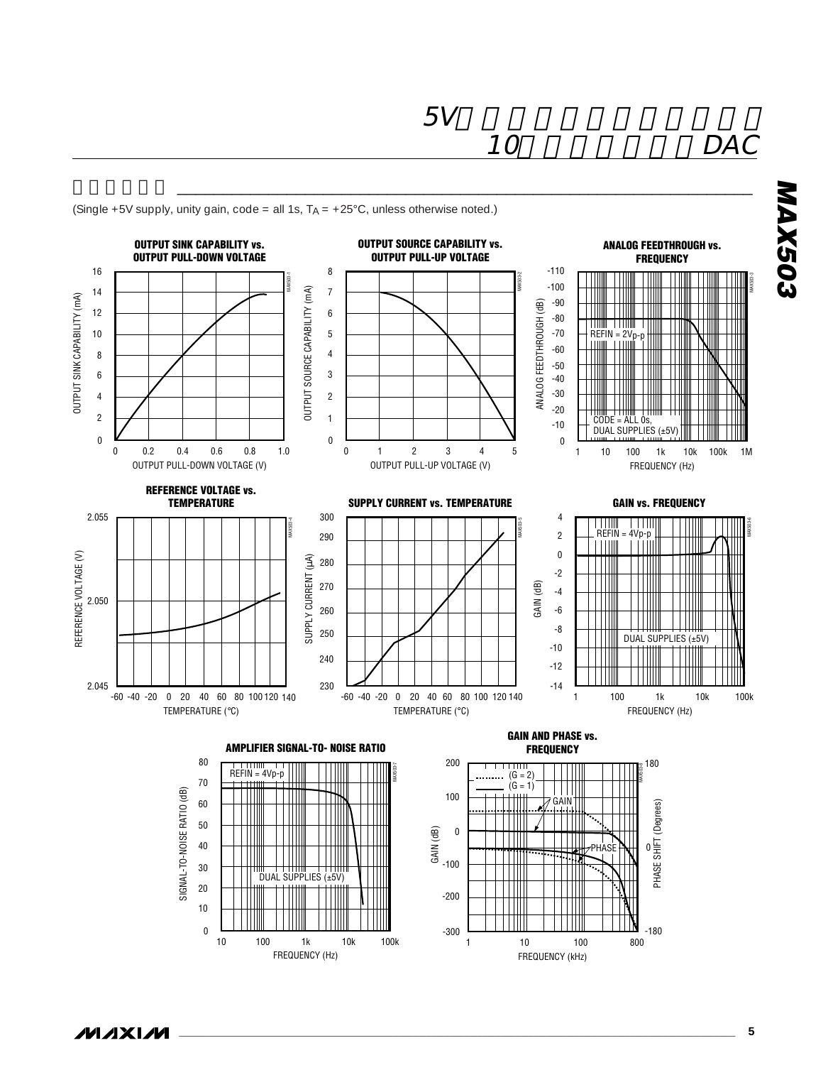## 標準動作特性

(Single +5V supply, unity gain, code = all 1s, $T_A$ = +25°C, unless otherwise noted.)

**OUTPUT SINK CAPABILITY vs. OUTPUT PULL-DOWN VOLTAGE**

**OUTPUT SOURCE CAPABILITY vs. OUTPUT PULL-UP VOLTAGE**

**ANALOG FEEDTHROUGH vs. FREQUENCY**

**REFERENCE VOLTAGE vs. TEMPERATURE**

**SUPPLY CURRENT vs. TEMPERATURE**

**GAIN vs. FREQUENCY**

**AMPLIFIER SIGNAL-TO- NOISE RATIO**

**GAIN AND PHASE vs. FREQUENCY**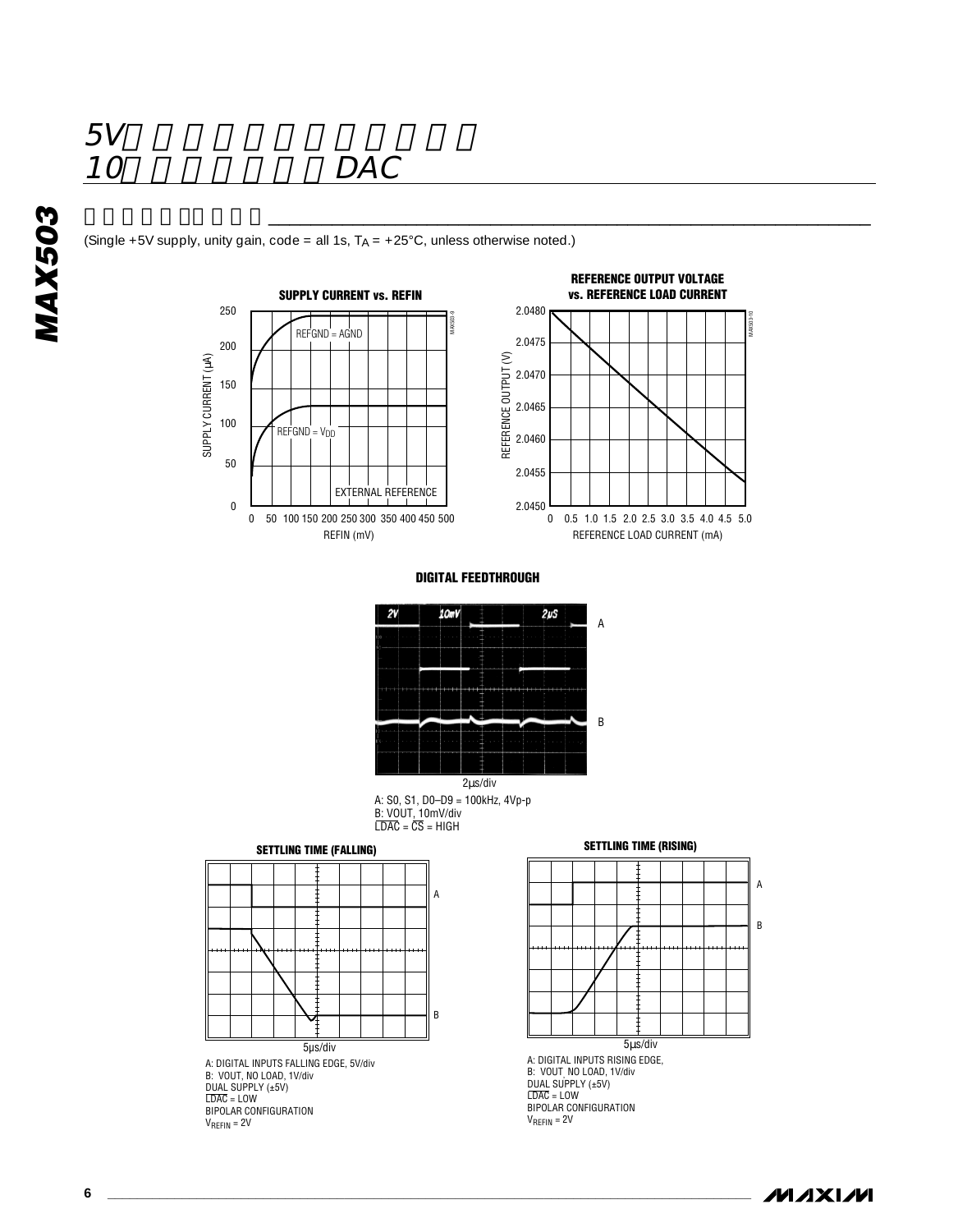## 標準動作特性（続き）

(Single +5V supply, unity gain, code = all 1s, $T_A$ = +25°C, unless otherwise noted.)

**SUPPLY CURRENT vs. REFIN**

**REFERENCE OUTPUT VOLTAGE vs. REFERENCE LOAD CURRENT**

**DIGITAL FEEDTHROUGH**

2µs/div

A: S0, S1, D0–D9 = 100kHz, 4Vp-p
B: VOUT, 10mV/div
$\overline{LDAC}$ = $\overline{CS}$ = HIGH

**SETTLING TIME (FALLING)**

5µs/div

A: DIGITAL INPUTS FALLING EDGE, 5V/div
B: VOUT, NO LOAD, 1V/div
DUAL SUPPLY (±5V)
$\overline{LDAC}$ = LOW
BIPOLAR CONFIGURATION
$V_{REFIN}$ = 2V

**SETTLING TIME (RISING)**

5µs/div

A: DIGITAL INPUTS RISING EDGE,
B: VOUT NO LOAD, 1V/div
DUAL SUPPLY (±5V)
$\overline{LDAC}$ = LOW
BIPOLAR CONFIGURATION
$V_{REFIN}$ = 2V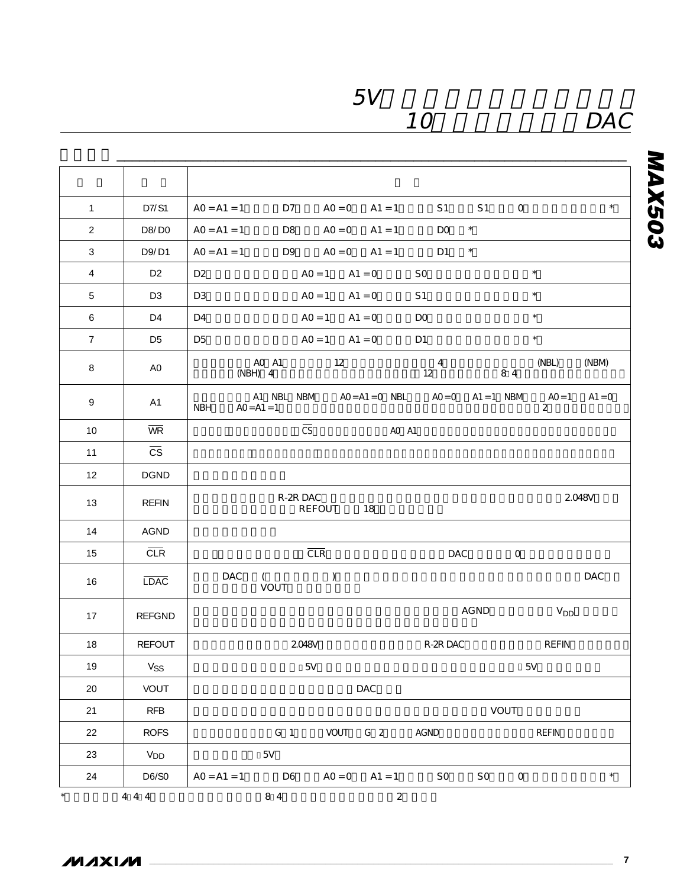# 5V

# 10 DAC

| | | |
|---|---|---|
| 1 | D7/S1 | A0 = A1 = 1 D7 A0 = 0 A1 = 1 S1 S1 0 * |
| 2 | D8/D0 | A0 = A1 = 1 D8 A0 = 0 A1 = 1 D0 * |
| 3 | D9/D1 | A0 = A1 = 1 D9 A0 = 0 A1 = 1 D1 * |
| 4 | D2 | D2 A0 = 1 A1 = 0 S0 * |
| 5 | D3 | D3 A0 = 1 A1 = 0 S1 * |
| 6 | D4 | D4 A0 = 1 A1 = 0 D0 * |
| 7 | D5 | D5 A0 = 1 A1 = 0 D1 * |
| 8 | A0 | A0 A1 12 4 (NBL) (NBM) (NBH) 4 12 8 4 |
| 9 | A1 | A1 NBL NBM A0 = A1 = 0 NBL A0 = 0 A1 = 1 NBM A0 = 1 A1 = 0 NBH A0 = A1 = 1 2 |
| 10 | $\overline{WR}$ | $\overline{CS}$ A0 A1 |
| 11 | $\overline{CS}$ | |
| 12 | DGND | |
| 13 | REFIN | R-2R DAC 2.048V REFOUT 18 |
| 14 | AGND | |
| 15 | $\overline{CLR}$ | $\overline{CLR}$ DAC 0 |
| 16 | $\overline{LDAC}$ | DAC ( ) DAC VOUT |
| 17 | REFGND | AGND $V_{DD}$ |
| 18 | REFOUT | 2.048V R-2R DAC REFIN |
| 19 | $V_{SS}$ | -5V -5V |
| 20 | VOUT | DAC |
| 21 | RFB | VOUT |
| 22 | ROFS | G = 1 VOUT G = 2 AGND REFIN |
| 23 | $V_{DD}$ | +5V |
| 24 | D6/S0 | A0 = A1 = 1 D6 A0 = 0 A1 = 1 S0 S0 0 * |

* 4+4+4 8+4 2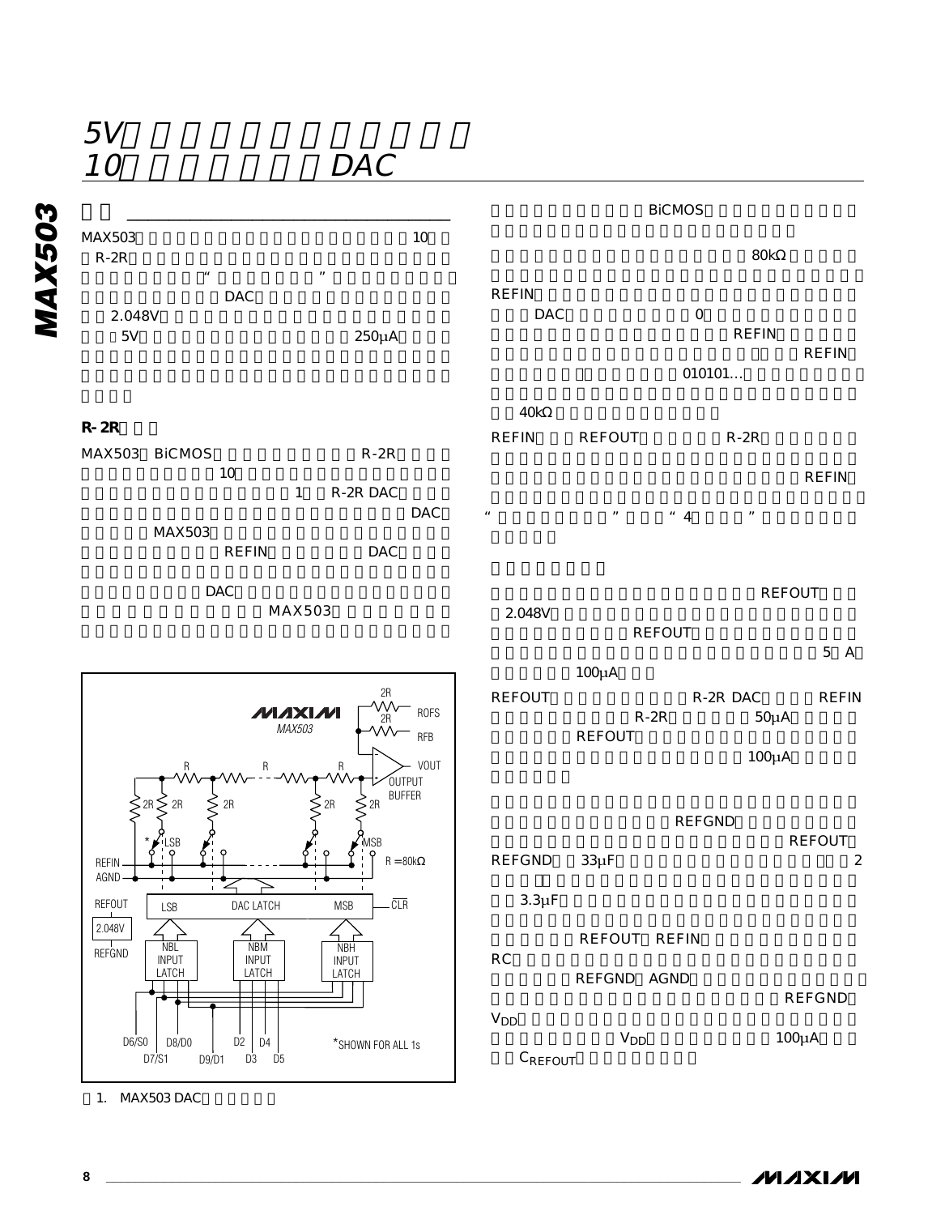MAX503 10
R-2R
“ ”
DAC
2.048V
5V 250μA

**R-2R**

MAX503 BiCMOS R-2R
10
1 R-2R DAC
DAC
MAX503
REFIN DAC

DAC
MAX503

1. MAX503 DAC

BiCMOS

80kΩ

REFIN
DAC 0
REFIN
REFIN
010101…

40kΩ
REFIN REFOUT R-2R
REFIN
“ ” “ 4 ”

REFOUT
2.048V
REFOUT
5 A
100μA

REFOUT R-2R DAC REFIN
R-2R 50μA
REFOUT
100μA

REFGND
REFOUT
REFGND 33μF 2

3.3μF

REFOUT REFIN
RC
REFGND AGND
REFGND
$V_{DD}$
$V_{DD}$ 100μA
$C_{REFOUT}$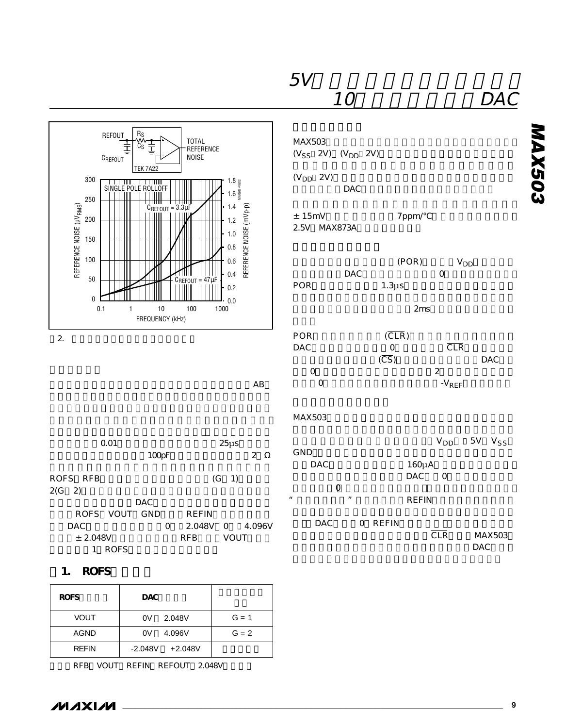2.

AB

0.01　25μs

100pF　2 Ω

ROFS RFB (G 1)

2(G 2)

DAC

ROFS VOUT GND REFIN

DAC 0 2.048V 0 4.096V

± 2.048V RFB VOUT

1 ROFS

## 1. ROFS

| ROFS | DAC | |
|---|---|---|
| VOUT | 0V 2.048V | G = 1 |
| AGND | 0V 4.096V | G = 2 |
| REFIN | -2.048V +2.048V | |

RFB VOUT REFIN REFOUT 2.048V

MAX503

($V_{SS}$ 2V) ($V_{DD}$ 2V)

($V_{DD}$ 2V)

DAC

± 15mV　7ppm/°C

2.5V MAX873A

(POR) $V_{DD}$

DAC 0

POR 1.3μs

2ms

POR (CLR)

DAC 0 CLR

(CS) DAC

0 2

0 $-V_{REF}$

MAX503

$V_{DD}$ 5V $V_{SS}$

GND

DAC 160μA

DAC 0

0

“ ” REFIN

DAC 0 REFIN

CLR MAX503

DAC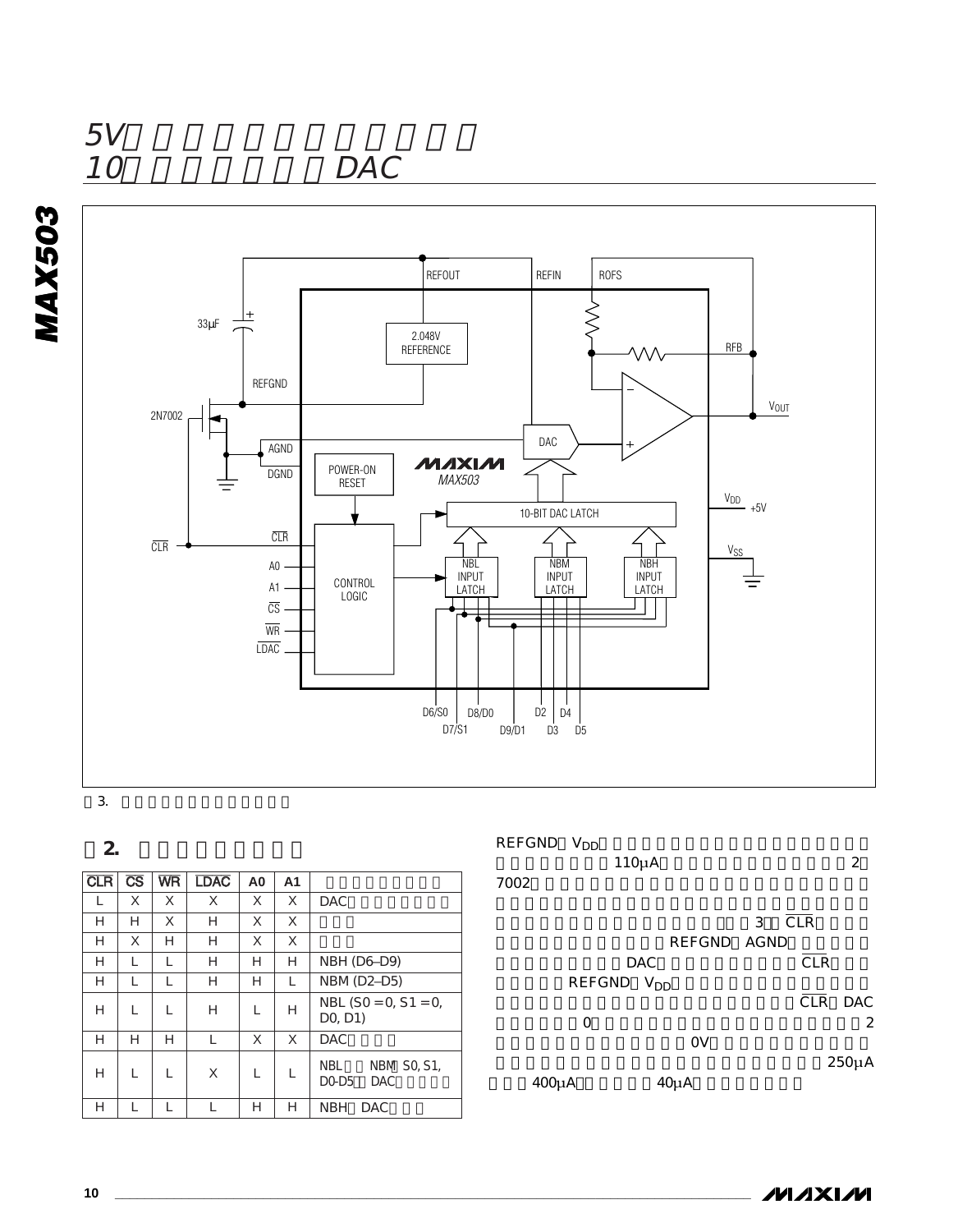3.

## 2.

| $\overline{CLR}$ | $\overline{CS}$ | $\overline{WR}$ | $\overline{LDAC}$ | A0 | A1 | |
|---|---|---|---|---|---|---|
| L | X | X | X | X | X | DAC |
| H | H | X | H | X | X | |
| H | X | H | H | X | X | |
| H | L | L | H | H | H | NBH (D6–D9) |
| H | L | L | H | H | L | NBM (D2–D5) |
| H | L | L | H | L | H | NBL (S0 = 0, S1 = 0, D0, D1) |
| H | H | H | L | X | X | DAC |
| H | L | L | X | L | L | NBL NBM S0, S1, D0-D5 DAC |
| H | L | L | L | H | H | NBH DAC |

REFGND $V_{DD}$ 110µA 2 7002 3 $\overline{CLR}$ REFGND AGND DAC $\overline{CLR}$ REFGND $V_{DD}$ $\overline{CLR}$ DAC 0 2 0V 250µA 400µA 40µA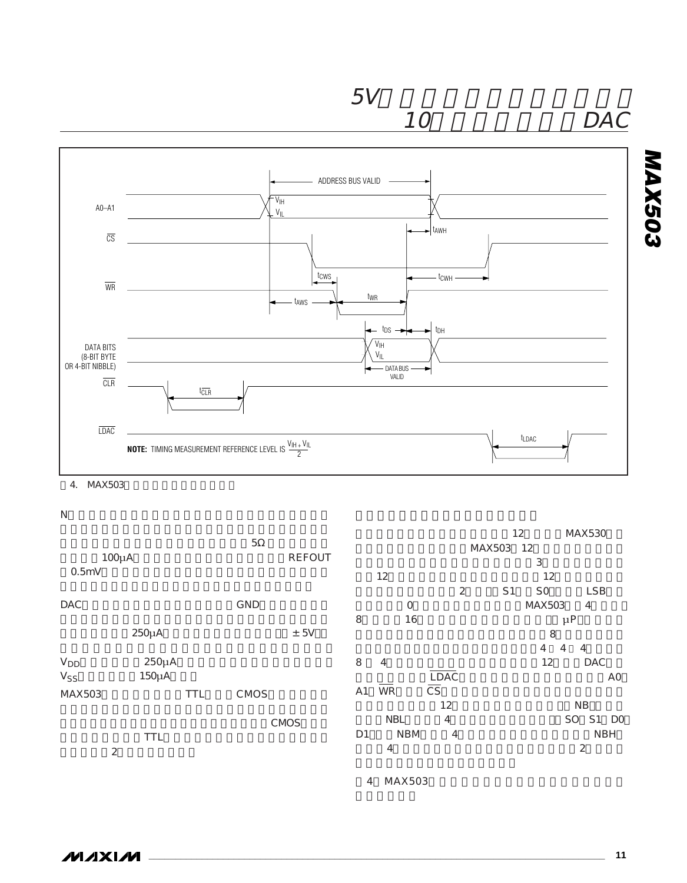Figure 4 timing diagram text:

ADDRESS BUS VALID

A0–A1

$V_{IH}$

$V_{IL}$

$t_{AWH}$

CS

$t_{CWS}$

$t_{CWH}$

WR

$t_{AWS}$

$t_{WR}$

$t_{DS}$

$t_{DH}$

DATA BITS (8-BIT BYTE OR 4-BIT NIBBLE)

$V_{IH}$

$V_{IL}$

DATA BUS VALID

CLR

$t_{\overline{CLR}}$

LDAC

$t_{LDAC}$

**NOTE:** TIMING MEASUREMENT REFERENCE LEVEL IS $\frac{V_{IH} + V_{IL}}{2}$

4. MAX503

N

5Ω

100µA REFOUT

0.5mV

DAC GND

250µA ±5V

$V_{DD}$ 250µA

$V_{SS}$ 150µA

MAX503 TTL CMOS

CMOS

TTL

2

12 MAX530

MAX503 12

3

12 12

2 S1 S0 LSB

0 MAX503 4

8 16 µP

8

4 4 4

8 4 12 DAC

LDAC A0

A1 WR CS

12 NB

NBL 4 SO S1 D0

D1 NBM 4 NBH

4 2

4 MAX503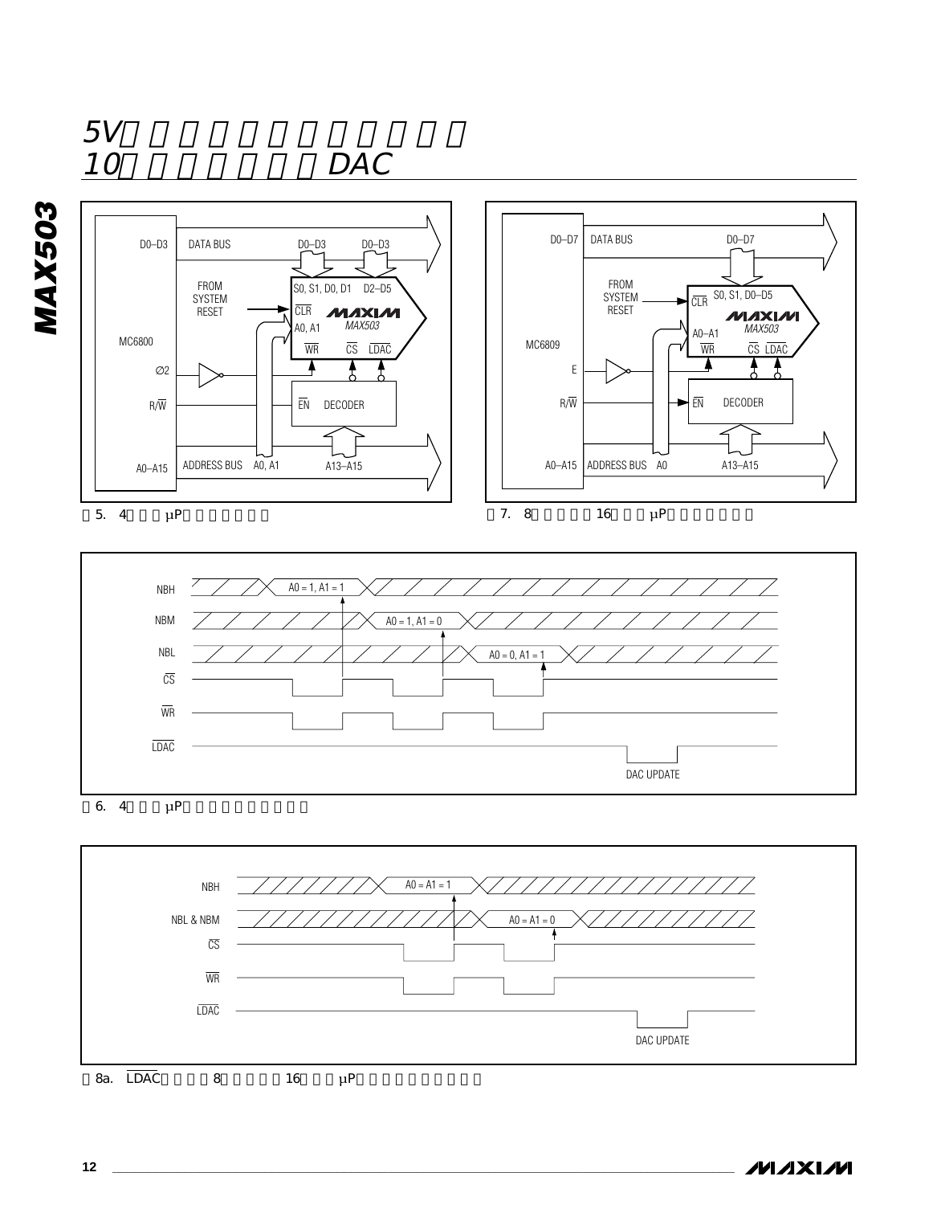图5. 4位总线μP接口（MC6800）

图7. 8位总线与16位总线μP接口（MC6809）

图6. 4位总线μP接口时序图（MC6800）

图8a. LDAC有效的8位总线与16位总线μP接口时序图（MC6809）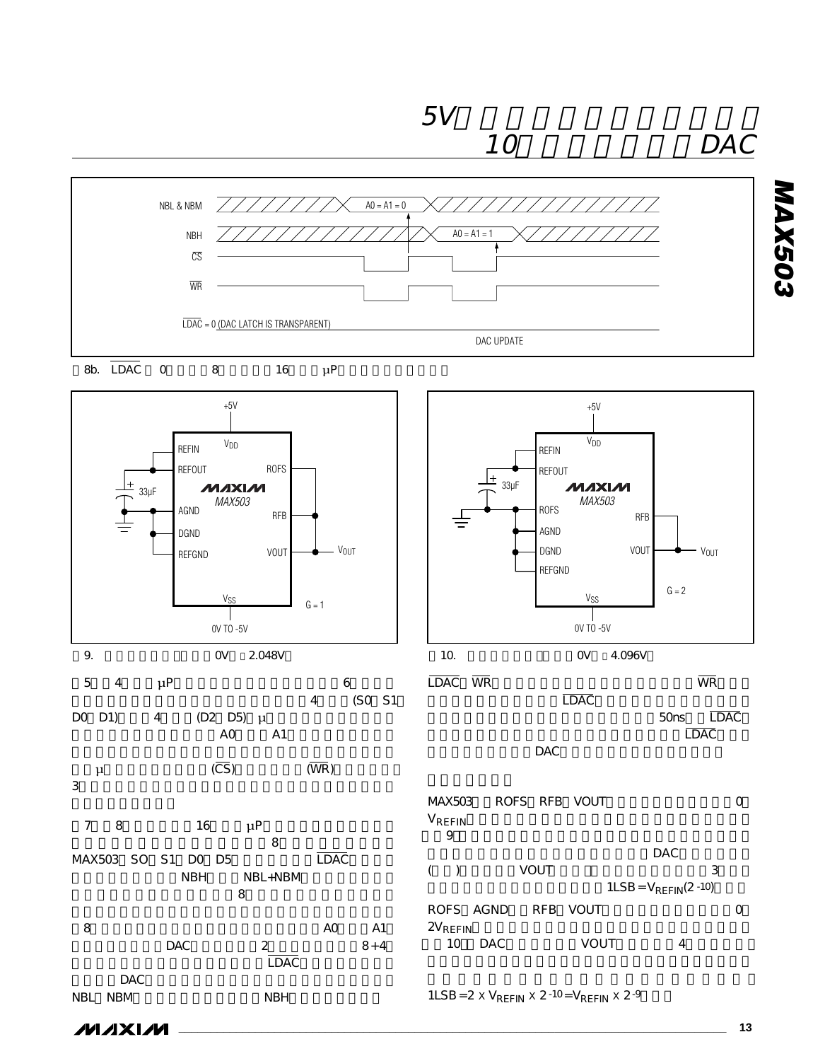NBL & NBM — A0 = A1 = 0

NBH — A0 = A1 = 1

$\overline{CS}$

$\overline{WR}$

$\overline{LDAC}$ = 0 (DAC LATCH IS TRANSPARENT)

DAC UPDATE

図8b. $\overline{LDAC}$ ＝0　　　8　　　　16　　μP

+5V

REFIN　$V_{DD}$　REFOUT　ROFS　33μF　MAXIM MAX503　AGND　RFB　DGND　REFGND　VOUT　$V_{OUT}$　$V_{SS}$　G = 1　0V TO -5V

図9.　　　　　　　0V　2.048V

+5V

REFIN　$V_{DD}$　REFOUT　33μF　MAXIM MAX503　ROFS　RFB　AGND　DGND　VOUT　$V_{OUT}$　REFGND　G = 2　$V_{SS}$　0V TO -5V

図10.　　　　　　0V　4.096V

5　4　μP　6　4　(S0　S1　D0　D1)　4　(D2　D5)　μ　A0　A1　μ　($\overline{CS}$)　($\overline{WR}$)　3

7　8　16　μP　8　MAX503　SO　S1　D0　D5　$\overline{LDAC}$　NBH　NBL+NBM　8　8　A0　A1　DAC　2　8+4　$\overline{LDAC}$　DAC　NBL　NBM　NBH

$\overline{LDAC}$　$\overline{WR}$　$\overline{WR}$　$\overline{LDAC}$　50ns　$\overline{LDAC}$　$\overline{LDAC}$　DAC

MAX503　ROFS　RFB　VOUT　0　$V_{REFIN}$　9　DAC　(　)　VOUT　3　$1LSB = V_{REFIN}(2^{-10})$

ROFS　AGND　RFB　VOUT　0　$2V_{REFIN}$　10　DAC　VOUT　4

$1LSB = 2 \times V_{REFIN} \times 2^{-10} = V_{REFIN} \times 2^{-9}$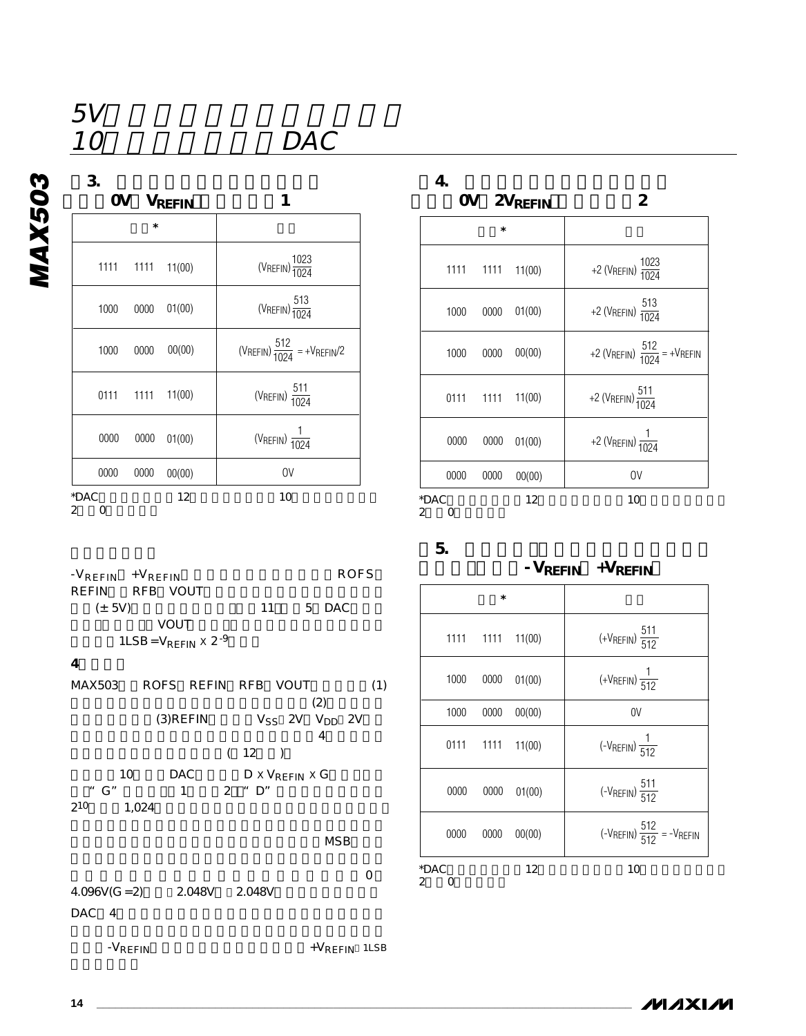# 表3.

0V～$V_{REFIN}$ 1

| * | |
|---|---|
| 1111 1111 11(00) | $(V_{REFIN})\frac{1023}{1024}$ |
| 1000 0000 01(00) | $(V_{REFIN})\frac{513}{1024}$ |
| 1000 0000 00(00) | $(V_{REFIN})\frac{512}{1024} = +V_{REFIN}/2$ |
| 0111 1111 11(00) | $(V_{REFIN})\frac{511}{1024}$ |
| 0000 0000 01(00) | $(V_{REFIN})\frac{1}{1024}$ |
| 0000 0000 00(00) | 0V |

*DAC 12 10 2 0

$-V_{REFIN}$ $+V_{REFIN}$ ROFS REFIN RFB VOUT (±5V) 11 5 DAC VOUT 1LSB=$V_{REFIN}$ x $2^{-9}$

**4**

MAX503 ROFS REFIN RFB VOUT (1) (2) (3)REFIN $V_{SS}$ 2V $V_{DD}$ 2V 4 ( 12 )

10 DAC D x $V_{REFIN}$ x G "G" 1 2 "D" $2^{10}$ 1,024

MSB

0 4.096V(G=2) 2.048V 2.048V

DAC 4

$-V_{REFIN}$ $+V_{REFIN}$ 1LSB

# 表4.

0V～$2V_{REFIN}$ 2

| * | |
|---|---|
| 1111 1111 11(00) | $+2(V_{REFIN})\frac{1023}{1024}$ |
| 1000 0000 01(00) | $+2(V_{REFIN})\frac{513}{1024}$ |
| 1000 0000 00(00) | $+2(V_{REFIN})\frac{512}{1024} = +V_{REFIN}$ |
| 0111 1111 11(00) | $+2(V_{REFIN})\frac{511}{1024}$ |
| 0000 0000 01(00) | $+2(V_{REFIN})\frac{1}{1024}$ |
| 0000 0000 00(00) | 0V |

*DAC 12 10 2 0

# 表5.

$-V_{REFIN}$ $+V_{REFIN}$

| * | |
|---|---|
| 1111 1111 11(00) | $(+V_{REFIN})\frac{511}{512}$ |
| 1000 0000 01(00) | $(+V_{REFIN})\frac{1}{512}$ |
| 1000 0000 00(00) | 0V |
| 0111 1111 11(00) | $(-V_{REFIN})\frac{1}{512}$ |
| 0000 0000 01(00) | $(-V_{REFIN})\frac{511}{512}$ |
| 0000 0000 00(00) | $(-V_{REFIN})\frac{512}{512} = -V_{REFIN}$ |

*DAC 12 10 2 0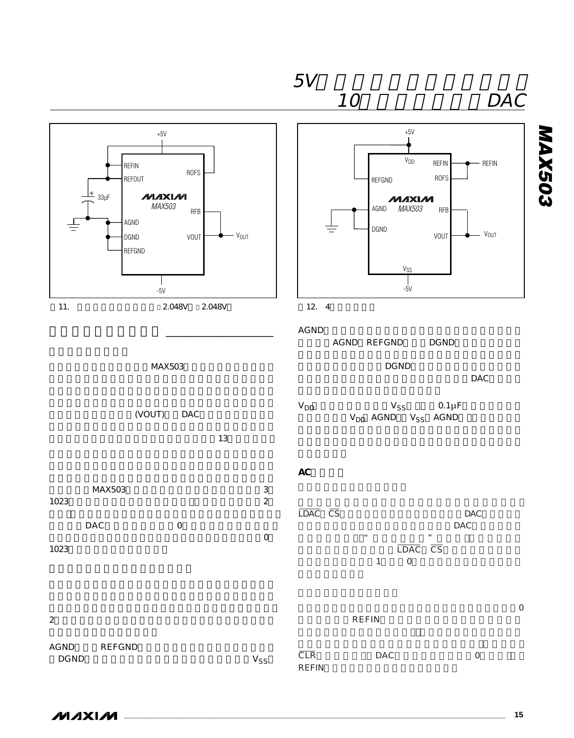图 11. 

2.048V 2.048V

图 12. 4

MAX503

(VOUT) DAC

13

MAX503 3

1023 2

DAC 0

0

1023

2

AGND REFGND

DGND $V_{SS}$

AGND

AGND REFGND DGND

DGND

DAC

$V_{DD}$ $V_{SS}$ 0.1µF

$V_{DD}$ AGND $V_{SS}$ AGND

**AC**

$\overline{LDAC}$ $\overline{CS}$ DAC

DAC

“ ”

$\overline{LDAC}$ $\overline{CS}$

1 0

0

REFIN

$\overline{CLR}$ DAC 0

REFIN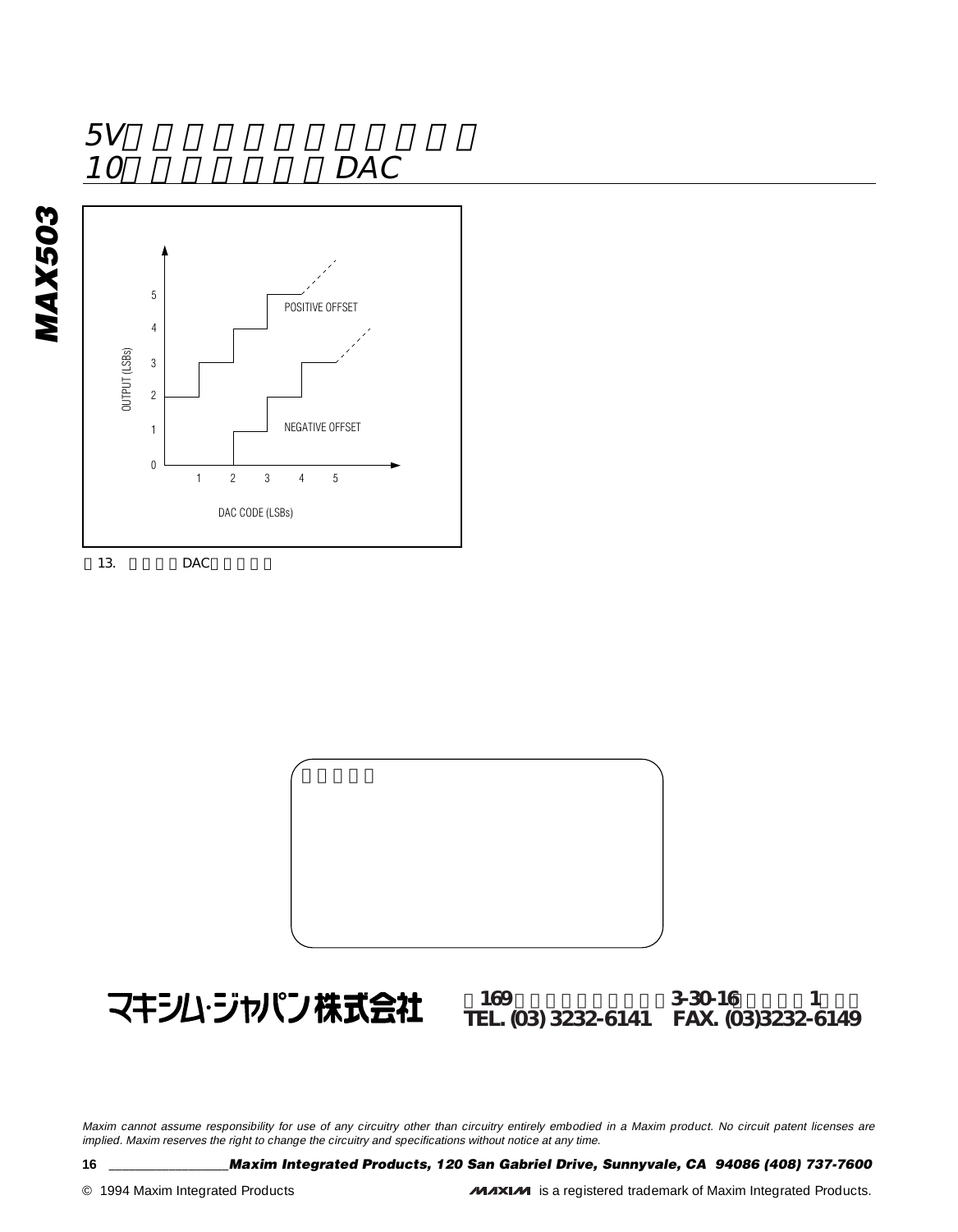POSITIVE OFFSET

NEGATIVE OFFSET

OUTPUT (LSBs)

0
1
2
3
4
5

DAC CODE (LSBs)

1
2
3
4
5

図13. 　　　DAC

マキシム·ジャパン株式会社

〒169　　　　　　　3-30-16　　　　1

TEL. (03) 3232-6141　FAX. (03)3232-6149

*Maxim cannot assume responsibility for use of any circuitry other than circuitry entirely embodied in a Maxim product. No circuit patent licenses are implied. Maxim reserves the right to change the circuitry and specifications without notice at any time.*

***Maxim Integrated Products, 120 San Gabriel Drive, Sunnyvale, CA 94086 (408) 737-7600***

© 1994 Maxim Integrated Products　　　MAXIM is a registered trademark of Maxim Integrated Products.